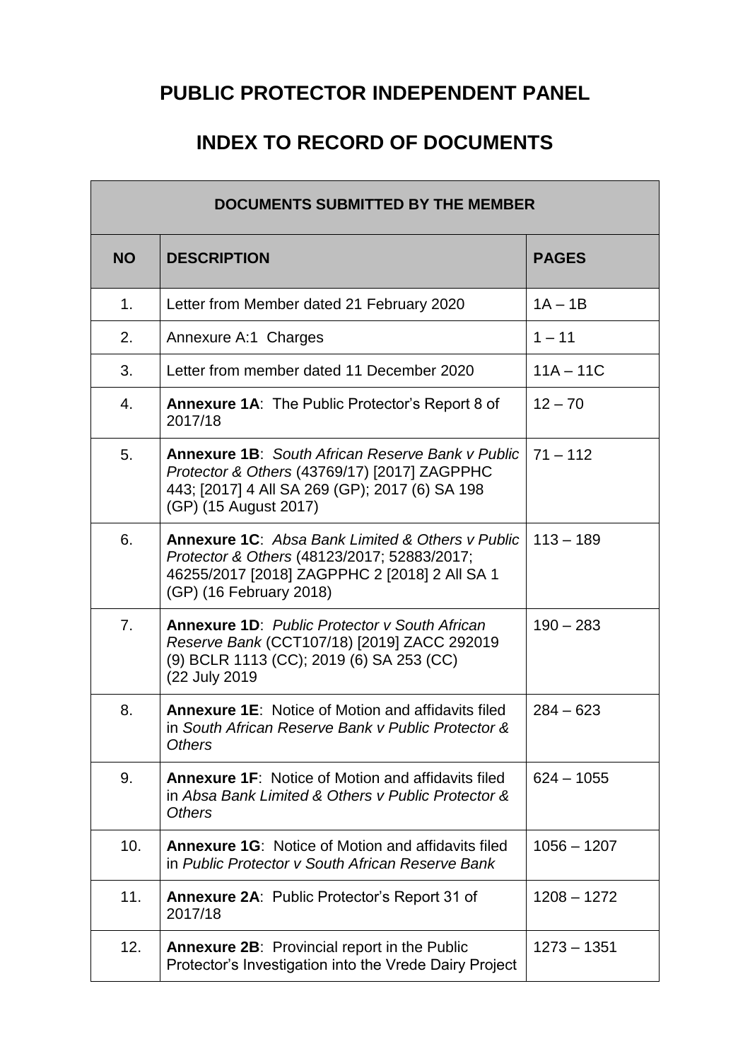# PUBLIC PROTECTOR INDEPENDENT PANEL

## INDEX TO RECORD OF DOCUMENTS

| DOCUMENTS SUBMITTED BY THE MEMBER | | |
|---|---|---|
| **NO** | **DESCRIPTION** | **PAGES** |
| 1. | Letter from Member dated 21 February 2020 | 1A – 1B |
| 2. | Annexure A:1 Charges | 1 – 11 |
| 3. | Letter from member dated 11 December 2020 | 11A – 11C |
| 4. | **Annexure 1A**: The Public Protector's Report 8 of 2017/18 | 12 – 70 |
| 5. | **Annexure 1B**: *South African Reserve Bank v Public Protector & Others* (43769/17) [2017] ZAGPPHC 443; [2017] 4 All SA 269 (GP); 2017 (6) SA 198 (GP) (15 August 2017) | 71 – 112 |
| 6. | **Annexure 1C**: *Absa Bank Limited & Others v Public Protector & Others* (48123/2017; 52883/2017; 46255/2017 [2018] ZAGPPHC 2 [2018] 2 All SA 1 (GP) (16 February 2018) | 113 – 189 |
| 7. | **Annexure 1D**: *Public Protector v South African Reserve Bank* (CCT107/18) [2019] ZACC 292019 (9) BCLR 1113 (CC); 2019 (6) SA 253 (CC) (22 July 2019 | 190 – 283 |
| 8. | **Annexure 1E**: Notice of Motion and affidavits filed in *South African Reserve Bank v Public Protector & Others* | 284 – 623 |
| 9. | **Annexure 1F**: Notice of Motion and affidavits filed in *Absa Bank Limited & Others v Public Protector & Others* | 624 – 1055 |
| 10. | **Annexure 1G**: Notice of Motion and affidavits filed in *Public Protector v South African Reserve Bank* | 1056 – 1207 |
| 11. | **Annexure 2A**: Public Protector's Report 31 of 2017/18 | 1208 – 1272 |
| 12. | **Annexure 2B**: Provincial report in the Public Protector's Investigation into the Vrede Dairy Project | 1273 – 1351 |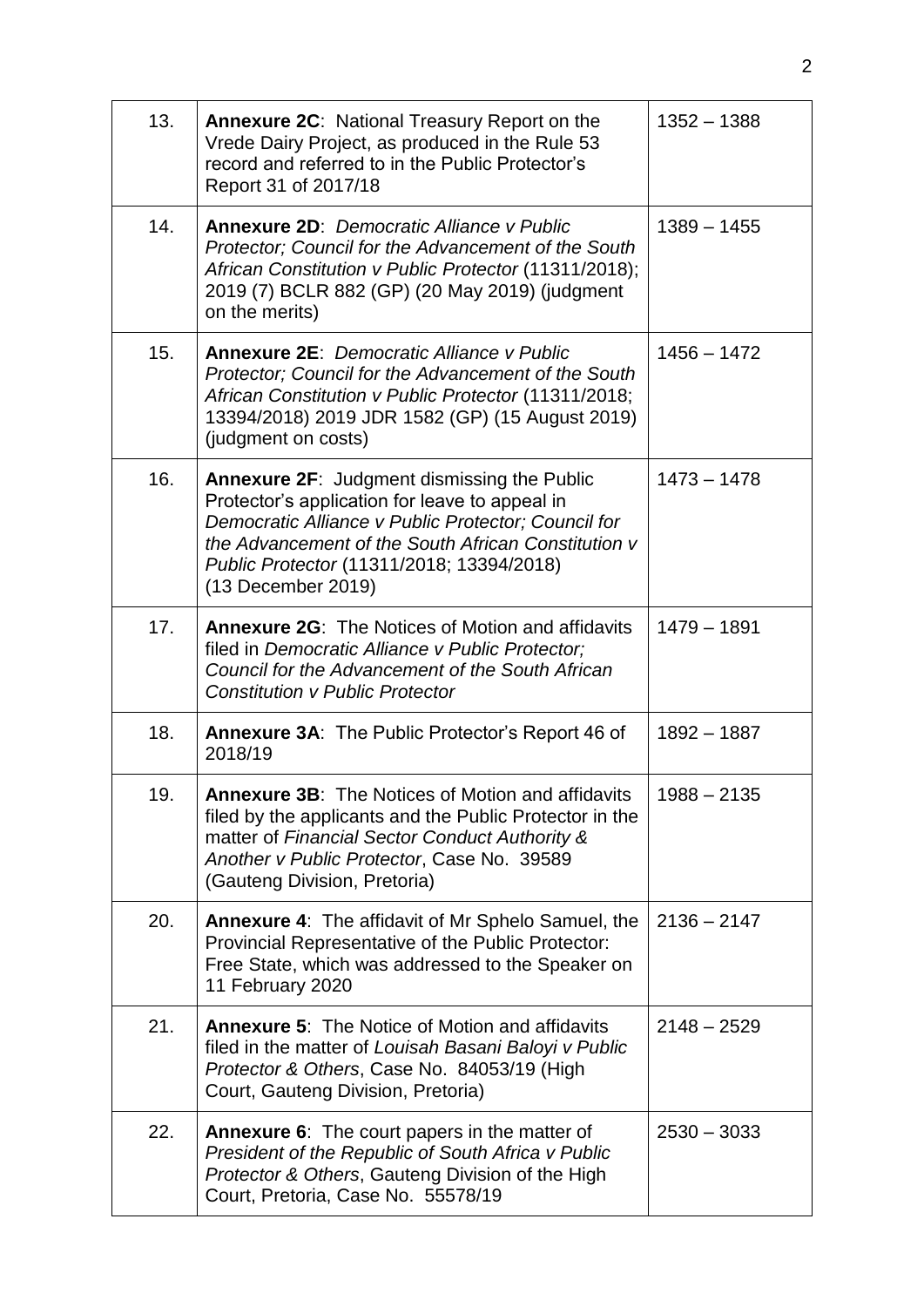| | | |
|---|---|---|
| 13. | **Annexure 2C**: National Treasury Report on the Vrede Dairy Project, as produced in the Rule 53 record and referred to in the Public Protector's Report 31 of 2017/18 | 1352 – 1388 |
| 14. | **Annexure 2D**: *Democratic Alliance v Public Protector; Council for the Advancement of the South African Constitution v Public Protector* (11311/2018); 2019 (7) BCLR 882 (GP) (20 May 2019) (judgment on the merits) | 1389 – 1455 |
| 15. | **Annexure 2E**: *Democratic Alliance v Public Protector; Council for the Advancement of the South African Constitution v Public Protector* (11311/2018; 13394/2018) 2019 JDR 1582 (GP) (15 August 2019) (judgment on costs) | 1456 – 1472 |
| 16. | **Annexure 2F**: Judgment dismissing the Public Protector's application for leave to appeal in *Democratic Alliance v Public Protector; Council for the Advancement of the South African Constitution v Public Protector* (11311/2018; 13394/2018) (13 December 2019) | 1473 – 1478 |
| 17. | **Annexure 2G**: The Notices of Motion and affidavits filed in *Democratic Alliance v Public Protector; Council for the Advancement of the South African Constitution v Public Protector* | 1479 – 1891 |
| 18. | **Annexure 3A**: The Public Protector's Report 46 of 2018/19 | 1892 – 1887 |
| 19. | **Annexure 3B**: The Notices of Motion and affidavits filed by the applicants and the Public Protector in the matter of *Financial Sector Conduct Authority & Another v Public Protector*, Case No. 39589 (Gauteng Division, Pretoria) | 1988 – 2135 |
| 20. | **Annexure 4**: The affidavit of Mr Sphelo Samuel, the Provincial Representative of the Public Protector: Free State, which was addressed to the Speaker on 11 February 2020 | 2136 – 2147 |
| 21. | **Annexure 5**: The Notice of Motion and affidavits filed in the matter of *Louisah Basani Baloyi v Public Protector & Others*, Case No. 84053/19 (High Court, Gauteng Division, Pretoria) | 2148 – 2529 |
| 22. | **Annexure 6**: The court papers in the matter of *President of the Republic of South Africa v Public Protector & Others*, Gauteng Division of the High Court, Pretoria, Case No. 55578/19 | 2530 – 3033 |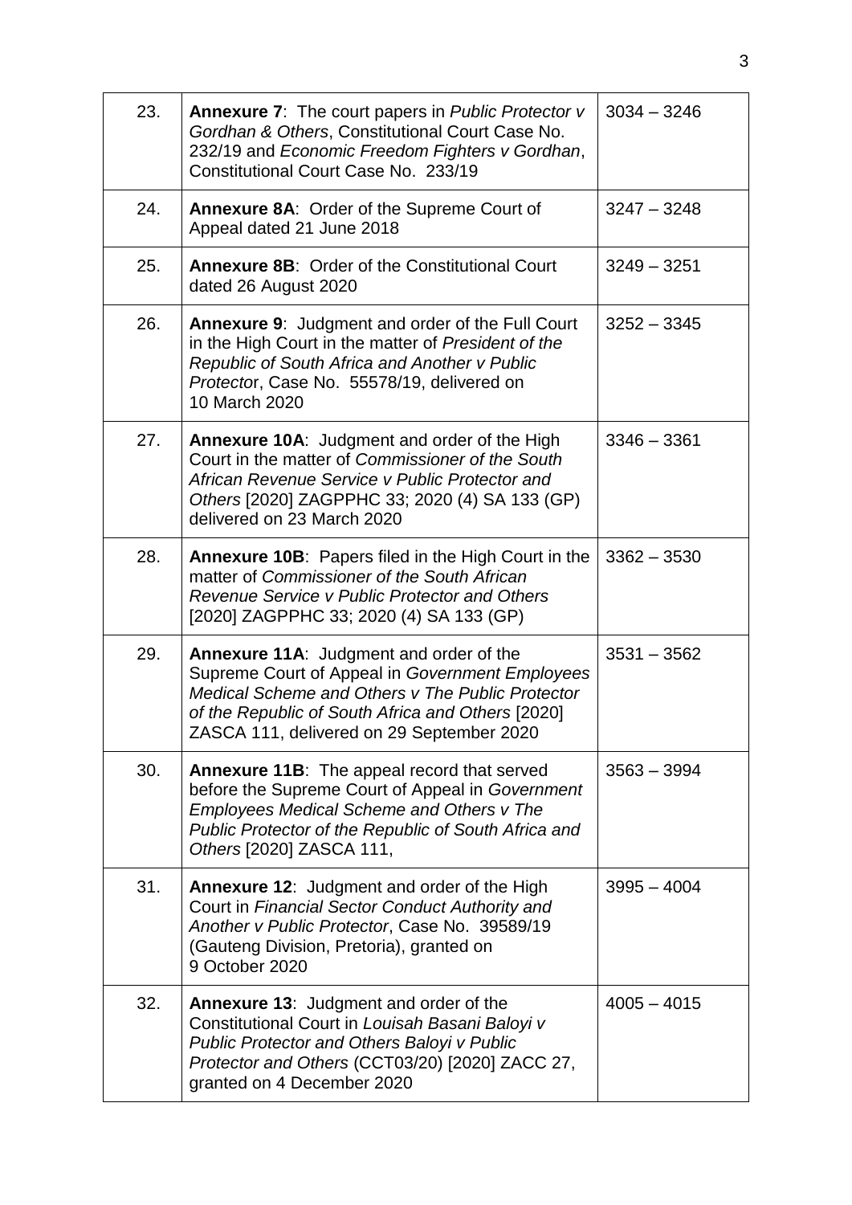| | | |
|---|---|---|
| 23. | **Annexure 7**: The court papers in *Public Protector v Gordhan & Others*, Constitutional Court Case No. 232/19 and *Economic Freedom Fighters v Gordhan*, Constitutional Court Case No. 233/19 | 3034 – 3246 |
| 24. | **Annexure 8A**: Order of the Supreme Court of Appeal dated 21 June 2018 | 3247 – 3248 |
| 25. | **Annexure 8B**: Order of the Constitutional Court dated 26 August 2020 | 3249 – 3251 |
| 26. | **Annexure 9**: Judgment and order of the Full Court in the High Court in the matter of *President of the Republic of South Africa and Another v Public Protecto*r, Case No. 55578/19, delivered on 10 March 2020 | 3252 – 3345 |
| 27. | **Annexure 10A**: Judgment and order of the High Court in the matter of *Commissioner of the South African Revenue Service v Public Protector and Others* [2020] ZAGPPHC 33; 2020 (4) SA 133 (GP) delivered on 23 March 2020 | 3346 – 3361 |
| 28. | **Annexure 10B**: Papers filed in the High Court in the matter of *Commissioner of the South African Revenue Service v Public Protector and Others* [2020] ZAGPPHC 33; 2020 (4) SA 133 (GP) | 3362 – 3530 |
| 29. | **Annexure 11A**: Judgment and order of the Supreme Court of Appeal in *Government Employees Medical Scheme and Others v The Public Protector of the Republic of South Africa and Others* [2020] ZASCA 111, delivered on 29 September 2020 | 3531 – 3562 |
| 30. | **Annexure 11B**: The appeal record that served before the Supreme Court of Appeal in *Government Employees Medical Scheme and Others v The Public Protector of the Republic of South Africa and Others* [2020] ZASCA 111, | 3563 – 3994 |
| 31. | **Annexure 12**: Judgment and order of the High Court in *Financial Sector Conduct Authority and Another v Public Protector*, Case No. 39589/19 (Gauteng Division, Pretoria), granted on 9 October 2020 | 3995 – 4004 |
| 32. | **Annexure 13**: Judgment and order of the Constitutional Court in *Louisah Basani Baloyi v Public Protector and Others Baloyi v Public Protector and Others* (CCT03/20) [2020] ZACC 27, granted on 4 December 2020 | 4005 – 4015 |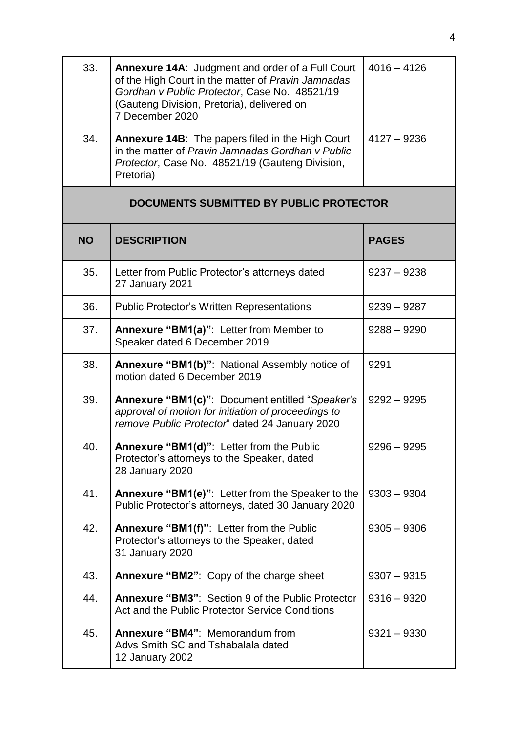| 33. | **Annexure 14A**: Judgment and order of a Full Court of the High Court in the matter of *Pravin Jamnadas Gordhan v Public Protector*, Case No. 48521/19 (Gauteng Division, Pretoria), delivered on 7 December 2020 | 4016 – 4126 |
|---|---|---|
| 34. | **Annexure 14B**: The papers filed in the High Court in the matter of *Pravin Jamnadas Gordhan v Public Protector*, Case No. 48521/19 (Gauteng Division, Pretoria) | 4127 – 9236 |
| **DOCUMENTS SUBMITTED BY PUBLIC PROTECTOR** | | |
| **NO** | **DESCRIPTION** | **PAGES** |
| 35. | Letter from Public Protector's attorneys dated 27 January 2021 | 9237 – 9238 |
| 36. | Public Protector's Written Representations | 9239 – 9287 |
| 37. | **Annexure "BM1(a)"**: Letter from Member to Speaker dated 6 December 2019 | 9288 – 9290 |
| 38. | **Annexure "BM1(b)"**: National Assembly notice of motion dated 6 December 2019 | 9291 |
| 39. | **Annexure "BM1(c)"**: Document entitled "*Speaker's approval of motion for initiation of proceedings to remove Public Protector*" dated 24 January 2020 | 9292 – 9295 |
| 40. | **Annexure "BM1(d)"**: Letter from the Public Protector's attorneys to the Speaker, dated 28 January 2020 | 9296 – 9295 |
| 41. | **Annexure "BM1(e)"**: Letter from the Speaker to the Public Protector's attorneys, dated 30 January 2020 | 9303 – 9304 |
| 42. | **Annexure "BM1(f)"**: Letter from the Public Protector's attorneys to the Speaker, dated 31 January 2020 | 9305 – 9306 |
| 43. | **Annexure "BM2"**: Copy of the charge sheet | 9307 – 9315 |
| 44. | **Annexure "BM3"**: Section 9 of the Public Protector Act and the Public Protector Service Conditions | 9316 – 9320 |
| 45. | **Annexure "BM4"**: Memorandum from Advs Smith SC and Tshabalala dated 12 January 2002 | 9321 – 9330 |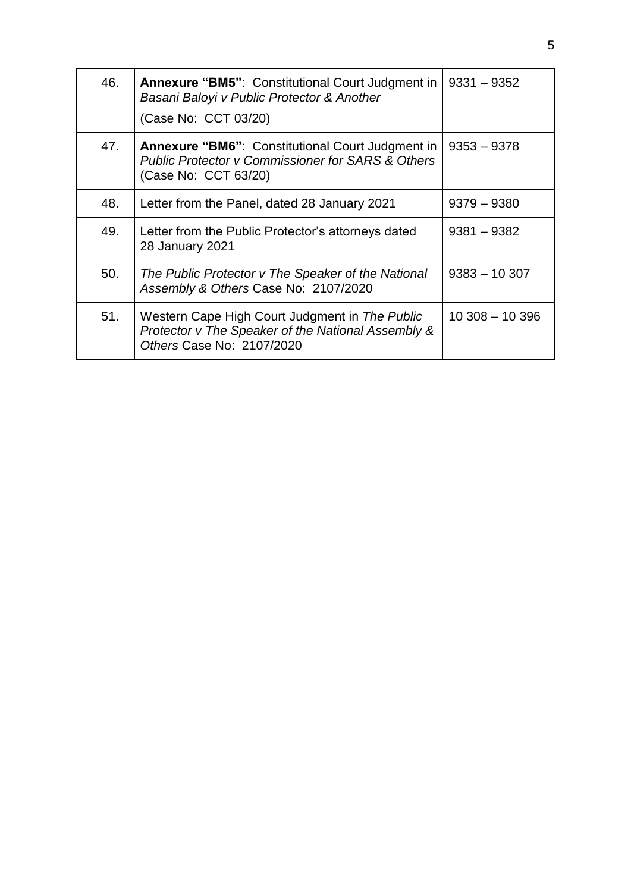| | | |
|---|---|---|
| 46. | **Annexure "BM5"**: Constitutional Court Judgment in *Basani Baloyi v Public Protector & Another* (Case No: CCT 03/20) | 9331 – 9352 |
| 47. | **Annexure "BM6"**: Constitutional Court Judgment in *Public Protector v Commissioner for SARS & Others* (Case No: CCT 63/20) | 9353 – 9378 |
| 48. | Letter from the Panel, dated 28 January 2021 | 9379 – 9380 |
| 49. | Letter from the Public Protector's attorneys dated 28 January 2021 | 9381 – 9382 |
| 50. | *The Public Protector v The Speaker of the National Assembly & Others* Case No: 2107/2020 | 9383 – 10 307 |
| 51. | Western Cape High Court Judgment in *The Public Protector v The Speaker of the National Assembly & Others* Case No: 2107/2020 | 10 308 – 10 396 |